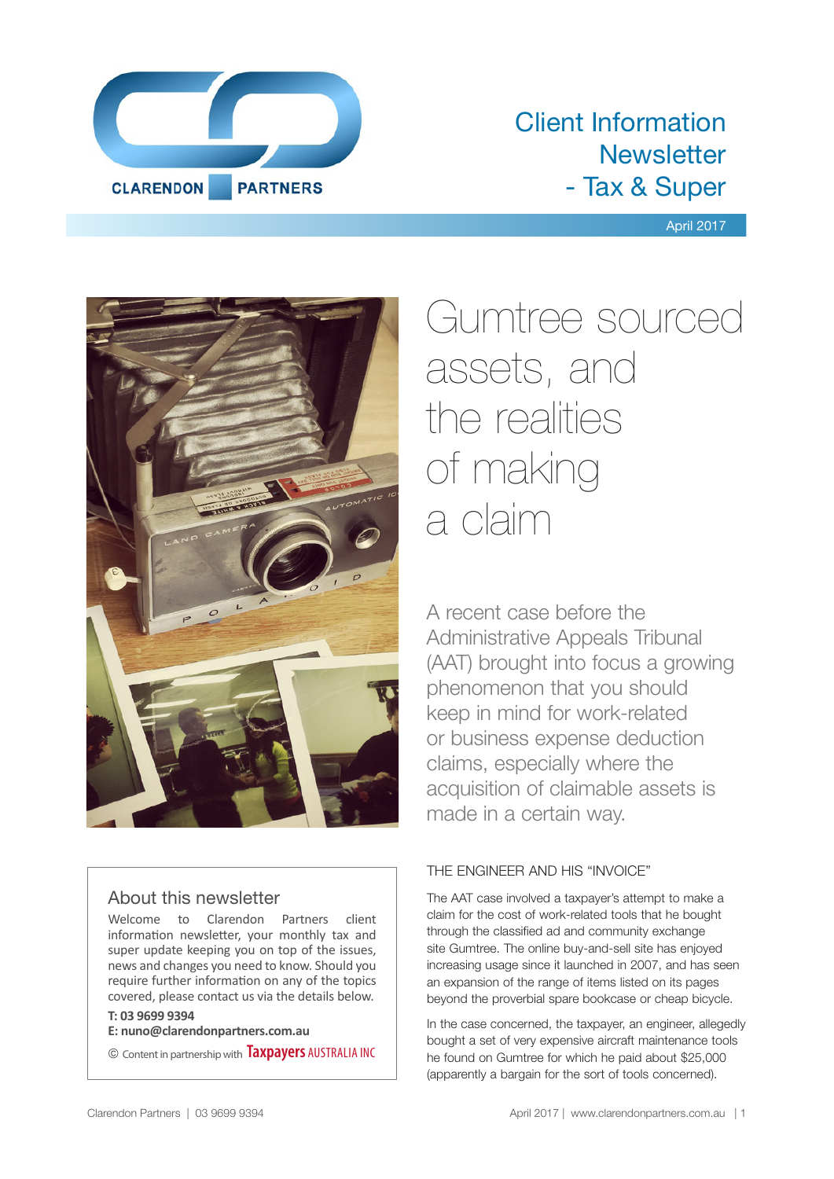CLARENDON PARTNERS

# Client Information Newsletter - Tax & Super

April 2017

# Gumtree sourced assets, and the realities of making a claim

A recent case before the Administrative Appeals Tribunal (AAT) brought into focus a growing phenomenon that you should keep in mind for work-related or business expense deduction claims, especially where the acquisition of claimable assets is made in a certain way.

## THE ENGINEER AND HIS "INVOICE"

The AAT case involved a taxpayer's attempt to make a claim for the cost of work-related tools that he bought through the classified ad and community exchange site Gumtree. The online buy-and-sell site has enjoyed increasing usage since it launched in 2007, and has seen an expansion of the range of items listed on its pages beyond the proverbial spare bookcase or cheap bicycle.

In the case concerned, the taxpayer, an engineer, allegedly bought a set of very expensive aircraft maintenance tools he found on Gumtree for which he paid about $25,000 (apparently a bargain for the sort of tools concerned).

## About this newsletter

Welcome to Clarendon Partners client information newsletter, your monthly tax and super update keeping you on top of the issues, news and changes you need to know. Should you require further information on any of the topics covered, please contact us via the details below.

**T: 03 9699 9394**
**E: nuno@clarendonpartners.com.au**

© Content in partnership with Taxpayers AUSTRALIA INC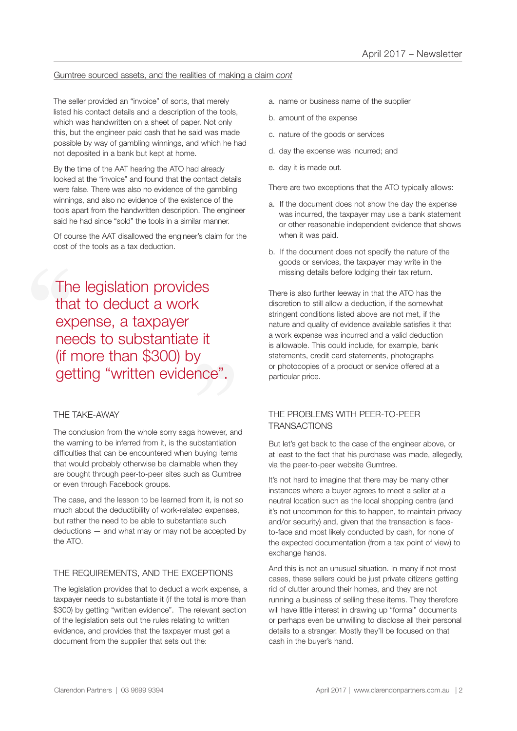Gumtree sourced assets, and the realities of making a claim *cont*

The seller provided an "invoice" of sorts, that merely listed his contact details and a description of the tools, which was handwritten on a sheet of paper. Not only this, but the engineer paid cash that he said was made possible by way of gambling winnings, and which he had not deposited in a bank but kept at home.

By the time of the AAT hearing the ATO had already looked at the "invoice" and found that the contact details were false. There was also no evidence of the gambling winnings, and also no evidence of the existence of the tools apart from the handwritten description. The engineer said he had since "sold" the tools in a similar manner.

Of course the AAT disallowed the engineer's claim for the cost of the tools as a tax deduction.

> The legislation provides that to deduct a work expense, a taxpayer needs to substantiate it (if more than $300) by getting "written evidence".

## THE TAKE-AWAY

The conclusion from the whole sorry saga however, and the warning to be inferred from it, is the substantiation difficulties that can be encountered when buying items that would probably otherwise be claimable when they are bought through peer-to-peer sites such as Gumtree or even through Facebook groups.

The case, and the lesson to be learned from it, is not so much about the deductibility of work-related expenses, but rather the need to be able to substantiate such deductions — and what may or may not be accepted by the ATO.

## THE REQUIREMENTS, AND THE EXCEPTIONS

The legislation provides that to deduct a work expense, a taxpayer needs to substantiate it (if the total is more than $300) by getting "written evidence". The relevant section of the legislation sets out the rules relating to written evidence, and provides that the taxpayer must get a document from the supplier that sets out the:

a. name or business name of the supplier

b. amount of the expense

c. nature of the goods or services

d. day the expense was incurred; and

e. day it is made out.

There are two exceptions that the ATO typically allows:

a. If the document does not show the day the expense was incurred, the taxpayer may use a bank statement or other reasonable independent evidence that shows when it was paid.

b. If the document does not specify the nature of the goods or services, the taxpayer may write in the missing details before lodging their tax return.

There is also further leeway in that the ATO has the discretion to still allow a deduction, if the somewhat stringent conditions listed above are not met, if the nature and quality of evidence available satisfies it that a work expense was incurred and a valid deduction is allowable. This could include, for example, bank statements, credit card statements, photographs or photocopies of a product or service offered at a particular price.

## THE PROBLEMS WITH PEER-TO-PEER TRANSACTIONS

But let's get back to the case of the engineer above, or at least to the fact that his purchase was made, allegedly, via the peer-to-peer website Gumtree.

It's not hard to imagine that there may be many other instances where a buyer agrees to meet a seller at a neutral location such as the local shopping centre (and it's not uncommon for this to happen, to maintain privacy and/or security) and, given that the transaction is face-to-face and most likely conducted by cash, for none of the expected documentation (from a tax point of view) to exchange hands.

And this is not an unusual situation. In many if not most cases, these sellers could be just private citizens getting rid of clutter around their homes, and they are not running a business of selling these items. They therefore will have little interest in drawing up "formal" documents or perhaps even be unwilling to disclose all their personal details to a stranger. Mostly they'll be focused on that cash in the buyer's hand.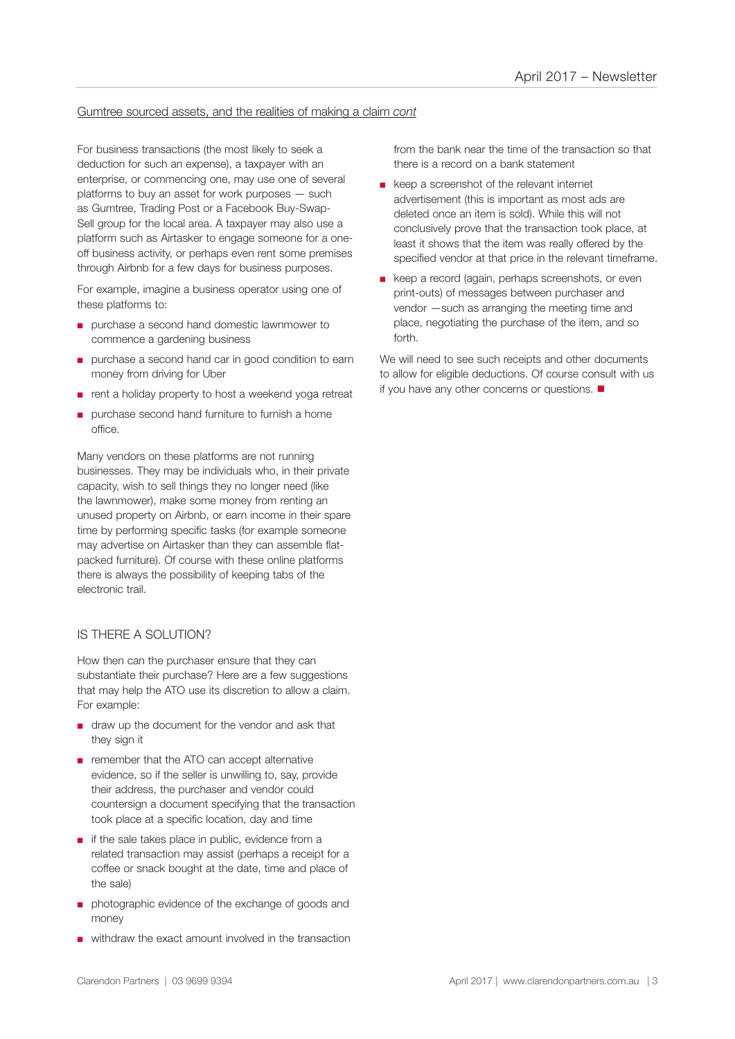Gumtree sourced assets, and the realities of making a claim *cont*

For business transactions (the most likely to seek a deduction for such an expense), a taxpayer with an enterprise, or commencing one, may use one of several platforms to buy an asset for work purposes — such as Gumtree, Trading Post or a Facebook Buy-Swap-Sell group for the local area. A taxpayer may also use a platform such as Airtasker to engage someone for a one-off business activity, or perhaps even rent some premises through Airbnb for a few days for business purposes.

For example, imagine a business operator using one of these platforms to:

- purchase a second hand domestic lawnmower to commence a gardening business
- purchase a second hand car in good condition to earn money from driving for Uber
- rent a holiday property to host a weekend yoga retreat
- purchase second hand furniture to furnish a home office.

Many vendors on these platforms are not running businesses. They may be individuals who, in their private capacity, wish to sell things they no longer need (like the lawnmower), make some money from renting an unused property on Airbnb, or earn income in their spare time by performing specific tasks (for example someone may advertise on Airtasker than they can assemble flat-packed furniture). Of course with these online platforms there is always the possibility of keeping tabs of the electronic trail.

## IS THERE A SOLUTION?

How then can the purchaser ensure that they can substantiate their purchase? Here are a few suggestions that may help the ATO use its discretion to allow a claim. For example:

- draw up the document for the vendor and ask that they sign it
- remember that the ATO can accept alternative evidence, so if the seller is unwilling to, say, provide their address, the purchaser and vendor could countersign a document specifying that the transaction took place at a specific location, day and time
- if the sale takes place in public, evidence from a related transaction may assist (perhaps a receipt for a coffee or snack bought at the date, time and place of the sale)
- photographic evidence of the exchange of goods and money
- withdraw the exact amount involved in the transaction from the bank near the time of the transaction so that there is a record on a bank statement
- keep a screenshot of the relevant internet advertisement (this is important as most ads are deleted once an item is sold). While this will not conclusively prove that the transaction took place, at least it shows that the item was really offered by the specified vendor at that price in the relevant timeframe.
- keep a record (again, perhaps screenshots, or even print-outs) of messages between purchaser and vendor —such as arranging the meeting time and place, negotiating the purchase of the item, and so forth.

We will need to see such receipts and other documents to allow for eligible deductions. Of course consult with us if you have any other concerns or questions. ■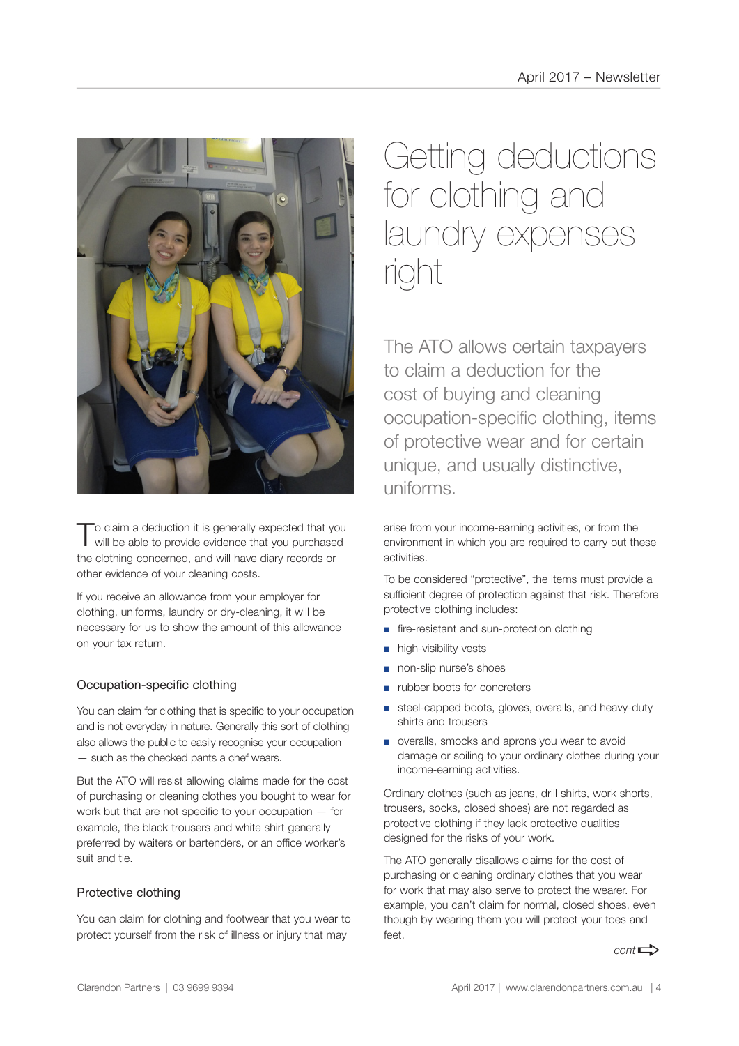# Getting deductions for clothing and laundry expenses right

The ATO allows certain taxpayers to claim a deduction for the cost of buying and cleaning occupation-specific clothing, items of protective wear and for certain unique, and usually distinctive, uniforms.

To claim a deduction it is generally expected that you will be able to provide evidence that you purchased the clothing concerned, and will have diary records or other evidence of your cleaning costs.

If you receive an allowance from your employer for clothing, uniforms, laundry or dry-cleaning, it will be necessary for us to show the amount of this allowance on your tax return.

## Occupation-specific clothing

You can claim for clothing that is specific to your occupation and is not everyday in nature. Generally this sort of clothing also allows the public to easily recognise your occupation — such as the checked pants a chef wears.

But the ATO will resist allowing claims made for the cost of purchasing or cleaning clothes you bought to wear for work but that are not specific to your occupation — for example, the black trousers and white shirt generally preferred by waiters or bartenders, or an office worker's suit and tie.

## Protective clothing

You can claim for clothing and footwear that you wear to protect yourself from the risk of illness or injury that may arise from your income-earning activities, or from the environment in which you are required to carry out these activities.

To be considered "protective", the items must provide a sufficient degree of protection against that risk. Therefore protective clothing includes:

- fire-resistant and sun-protection clothing
- high-visibility vests
- non-slip nurse's shoes
- rubber boots for concreters
- steel-capped boots, gloves, overalls, and heavy-duty shirts and trousers
- overalls, smocks and aprons you wear to avoid damage or soiling to your ordinary clothes during your income-earning activities.

Ordinary clothes (such as jeans, drill shirts, work shorts, trousers, socks, closed shoes) are not regarded as protective clothing if they lack protective qualities designed for the risks of your work.

The ATO generally disallows claims for the cost of purchasing or cleaning ordinary clothes that you wear for work that may also serve to protect the wearer. For example, you can't claim for normal, closed shoes, even though by wearing them you will protect your toes and feet.

*cont*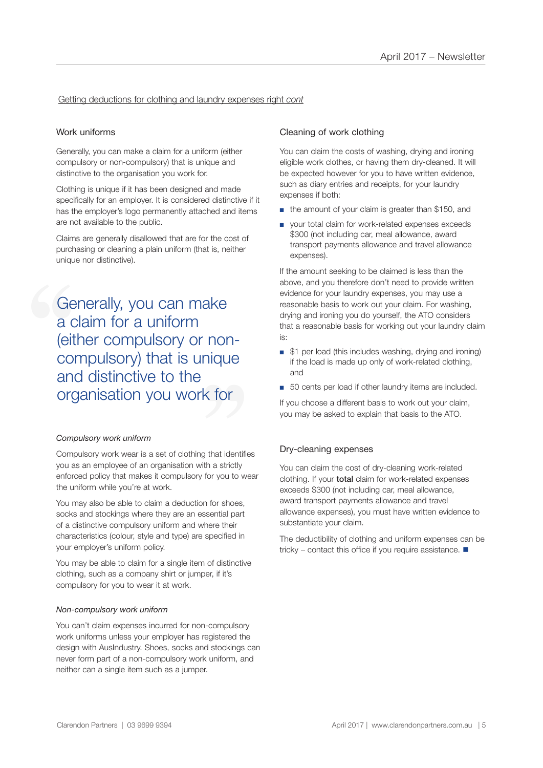Getting deductions for clothing and laundry expenses right *cont*

## Work uniforms

Generally, you can make a claim for a uniform (either compulsory or non-compulsory) that is unique and distinctive to the organisation you work for.

Clothing is unique if it has been designed and made specifically for an employer. It is considered distinctive if it has the employer's logo permanently attached and items are not available to the public.

Claims are generally disallowed that are for the cost of purchasing or cleaning a plain uniform (that is, neither unique nor distinctive).

> Generally, you can make a claim for a uniform (either compulsory or non-compulsory) that is unique and distinctive to the organisation you work for

### *Compulsory work uniform*

Compulsory work wear is a set of clothing that identifies you as an employee of an organisation with a strictly enforced policy that makes it compulsory for you to wear the uniform while you're at work.

You may also be able to claim a deduction for shoes, socks and stockings where they are an essential part of a distinctive compulsory uniform and where their characteristics (colour, style and type) are specified in your employer's uniform policy.

You may be able to claim for a single item of distinctive clothing, such as a company shirt or jumper, if it's compulsory for you to wear it at work.

### *Non-compulsory work uniform*

You can't claim expenses incurred for non-compulsory work uniforms unless your employer has registered the design with AusIndustry. Shoes, socks and stockings can never form part of a non-compulsory work uniform, and neither can a single item such as a jumper.

## Cleaning of work clothing

You can claim the costs of washing, drying and ironing eligible work clothes, or having them dry-cleaned. It will be expected however for you to have written evidence, such as diary entries and receipts, for your laundry expenses if both:

- the amount of your claim is greater than $150, and
- your total claim for work-related expenses exceeds $300 (not including car, meal allowance, award transport payments allowance and travel allowance expenses).

If the amount seeking to be claimed is less than the above, and you therefore don't need to provide written evidence for your laundry expenses, you may use a reasonable basis to work out your claim. For washing, drying and ironing you do yourself, the ATO considers that a reasonable basis for working out your laundry claim is:

- $1 per load (this includes washing, drying and ironing) if the load is made up only of work-related clothing, and
- 50 cents per load if other laundry items are included.

If you choose a different basis to work out your claim, you may be asked to explain that basis to the ATO.

## Dry-cleaning expenses

You can claim the cost of dry-cleaning work-related clothing. If your **total** claim for work-related expenses exceeds $300 (not including car, meal allowance, award transport payments allowance and travel allowance expenses), you must have written evidence to substantiate your claim.

The deductibility of clothing and uniform expenses can be tricky – contact this office if you require assistance. ■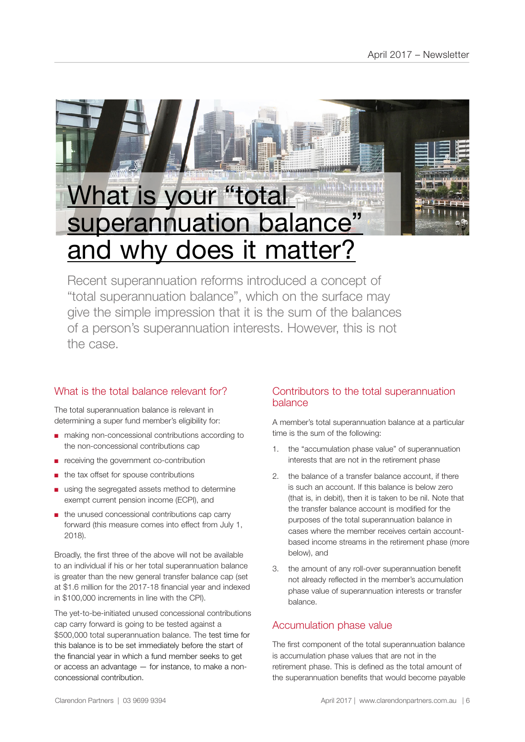# What is your "total superannuation balance" and why does it matter?

Recent superannuation reforms introduced a concept of "total superannuation balance", which on the surface may give the simple impression that it is the sum of the balances of a person's superannuation interests. However, this is not the case.

## What is the total balance relevant for?

The total superannuation balance is relevant in determining a super fund member's eligibility for:

- making non-concessional contributions according to the non-concessional contributions cap
- receiving the government co-contribution
- the tax offset for spouse contributions
- using the segregated assets method to determine exempt current pension income (ECPI), and
- the unused concessional contributions cap carry forward (this measure comes into effect from July 1, 2018).

Broadly, the first three of the above will not be available to an individual if his or her total superannuation balance is greater than the new general transfer balance cap (set at $1.6 million for the 2017-18 financial year and indexed in $100,000 increments in line with the CPI).

The yet-to-be-initiated unused concessional contributions cap carry forward is going to be tested against a $500,000 total superannuation balance. The test time for this balance is to be set immediately before the start of the financial year in which a fund member seeks to get or access an advantage — for instance, to make a non-concessional contribution.

## Contributors to the total superannuation balance

A member's total superannuation balance at a particular time is the sum of the following:

1. the "accumulation phase value" of superannuation interests that are not in the retirement phase
2. the balance of a transfer balance account, if there is such an account. If this balance is below zero (that is, in debit), then it is taken to be nil. Note that the transfer balance account is modified for the purposes of the total superannuation balance in cases where the member receives certain account-based income streams in the retirement phase (more below), and
3. the amount of any roll-over superannuation benefit not already reflected in the member's accumulation phase value of superannuation interests or transfer balance.

## Accumulation phase value

The first component of the total superannuation balance is accumulation phase values that are not in the retirement phase. This is defined as the total amount of the superannuation benefits that would become payable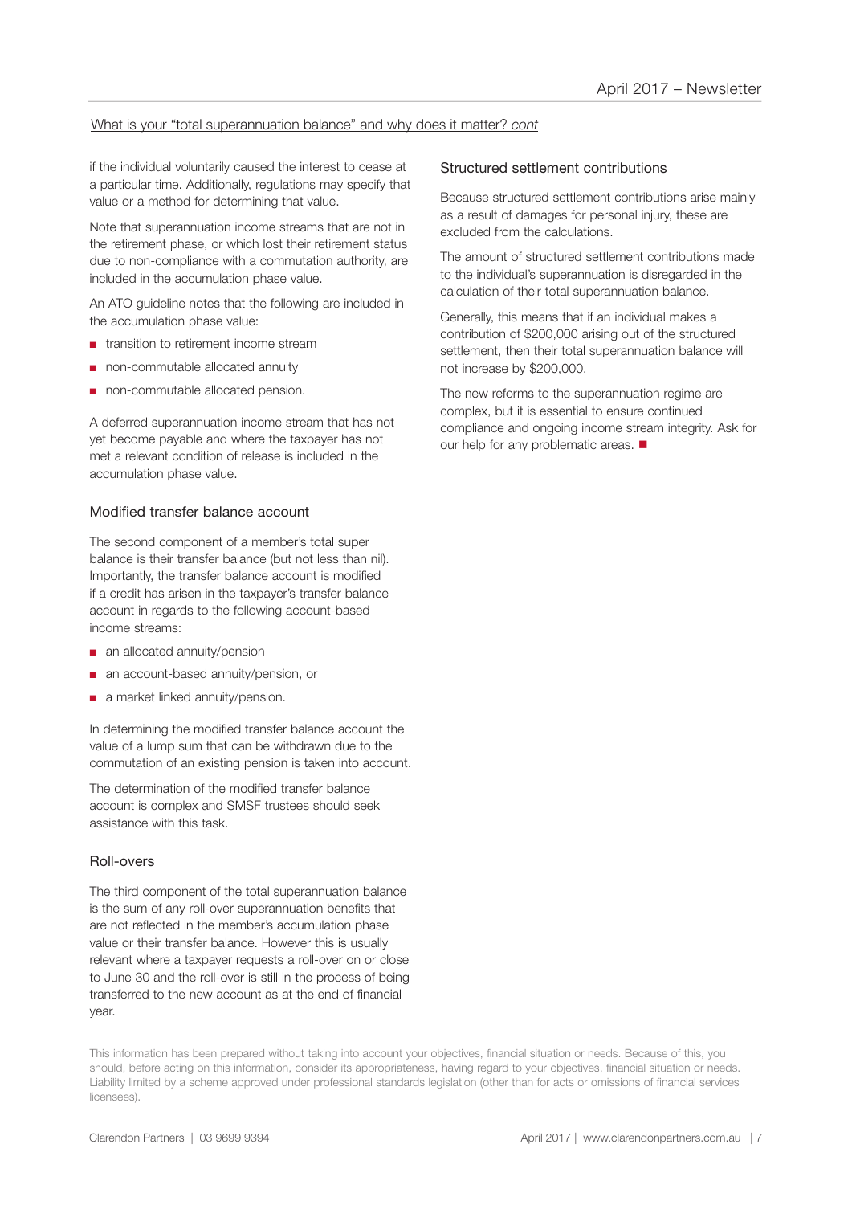What is your "total superannuation balance" and why does it matter? *cont*

if the individual voluntarily caused the interest to cease at a particular time. Additionally, regulations may specify that value or a method for determining that value.

Note that superannuation income streams that are not in the retirement phase, or which lost their retirement status due to non-compliance with a commutation authority, are included in the accumulation phase value.

An ATO guideline notes that the following are included in the accumulation phase value:

- transition to retirement income stream
- non-commutable allocated annuity
- non-commutable allocated pension.

A deferred superannuation income stream that has not yet become payable and where the taxpayer has not met a relevant condition of release is included in the accumulation phase value.

### Modified transfer balance account

The second component of a member's total super balance is their transfer balance (but not less than nil). Importantly, the transfer balance account is modified if a credit has arisen in the taxpayer's transfer balance account in regards to the following account-based income streams:

- an allocated annuity/pension
- an account-based annuity/pension, or
- a market linked annuity/pension.

In determining the modified transfer balance account the value of a lump sum that can be withdrawn due to the commutation of an existing pension is taken into account.

The determination of the modified transfer balance account is complex and SMSF trustees should seek assistance with this task.

### Roll-overs

The third component of the total superannuation balance is the sum of any roll-over superannuation benefits that are not reflected in the member's accumulation phase value or their transfer balance. However this is usually relevant where a taxpayer requests a roll-over on or close to June 30 and the roll-over is still in the process of being transferred to the new account as at the end of financial year.

### Structured settlement contributions

Because structured settlement contributions arise mainly as a result of damages for personal injury, these are excluded from the calculations.

The amount of structured settlement contributions made to the individual's superannuation is disregarded in the calculation of their total superannuation balance.

Generally, this means that if an individual makes a contribution of $200,000 arising out of the structured settlement, then their total superannuation balance will not increase by $200,000.

The new reforms to the superannuation regime are complex, but it is essential to ensure continued compliance and ongoing income stream integrity. Ask for our help for any problematic areas. ■

This information has been prepared without taking into account your objectives, financial situation or needs. Because of this, you should, before acting on this information, consider its appropriateness, having regard to your objectives, financial situation or needs. Liability limited by a scheme approved under professional standards legislation (other than for acts or omissions of financial services licensees).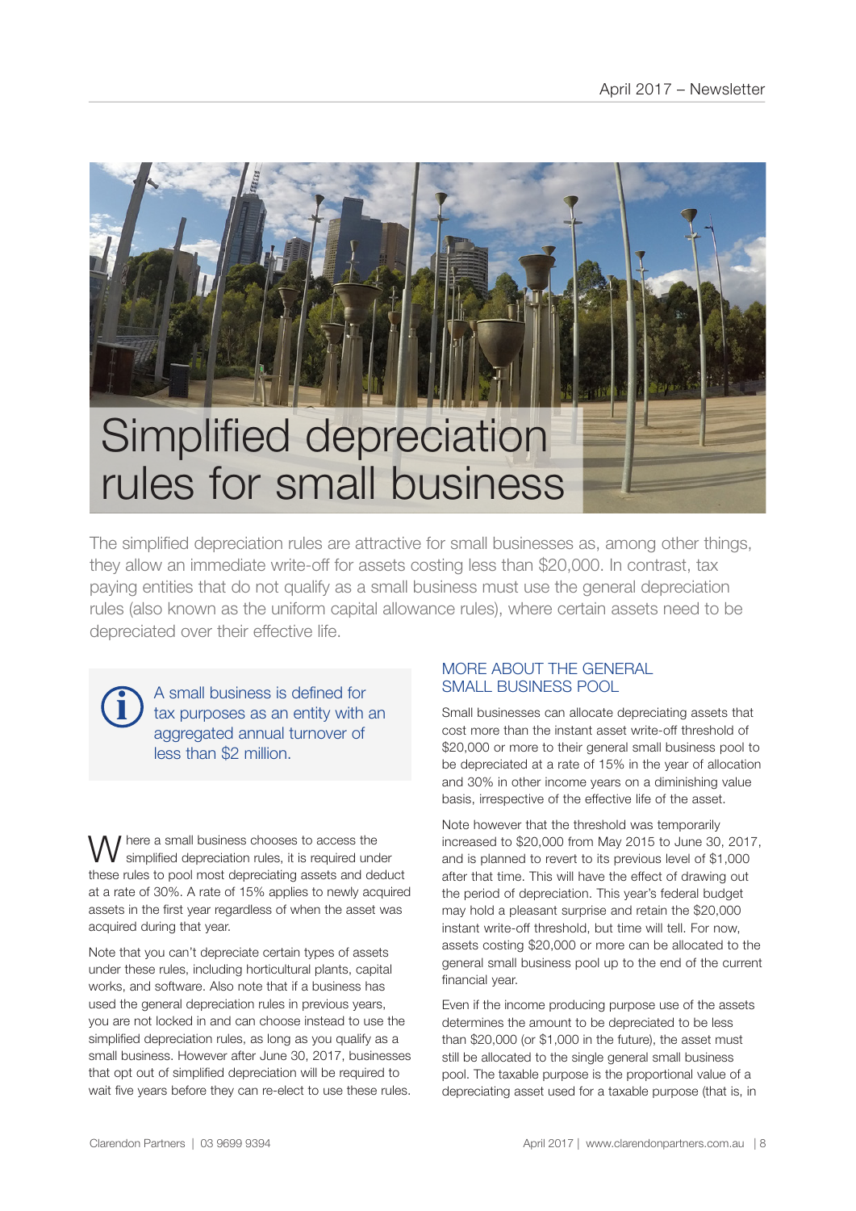# Simplified depreciation rules for small business

The simplified depreciation rules are attractive for small businesses as, among other things, they allow an immediate write-off for assets costing less than $20,000. In contrast, tax paying entities that do not qualify as a small business must use the general depreciation rules (also known as the uniform capital allowance rules), where certain assets need to be depreciated over their effective life.

> A small business is defined for tax purposes as an entity with an aggregated annual turnover of less than $2 million.

Where a small business chooses to access the simplified depreciation rules, it is required under these rules to pool most depreciating assets and deduct at a rate of 30%. A rate of 15% applies to newly acquired assets in the first year regardless of when the asset was acquired during that year.

Note that you can't depreciate certain types of assets under these rules, including horticultural plants, capital works, and software. Also note that if a business has used the general depreciation rules in previous years, you are not locked in and can choose instead to use the simplified depreciation rules, as long as you qualify as a small business. However after June 30, 2017, businesses that opt out of simplified depreciation will be required to wait five years before they can re-elect to use these rules.

## MORE ABOUT THE GENERAL SMALL BUSINESS POOL

Small businesses can allocate depreciating assets that cost more than the instant asset write-off threshold of $20,000 or more to their general small business pool to be depreciated at a rate of 15% in the year of allocation and 30% in other income years on a diminishing value basis, irrespective of the effective life of the asset.

Note however that the threshold was temporarily increased to $20,000 from May 2015 to June 30, 2017, and is planned to revert to its previous level of $1,000 after that time. This will have the effect of drawing out the period of depreciation. This year's federal budget may hold a pleasant surprise and retain the $20,000 instant write-off threshold, but time will tell. For now, assets costing $20,000 or more can be allocated to the general small business pool up to the end of the current financial year.

Even if the income producing purpose use of the assets determines the amount to be depreciated to be less than $20,000 (or $1,000 in the future), the asset must still be allocated to the single general small business pool. The taxable purpose is the proportional value of a depreciating asset used for a taxable purpose (that is, in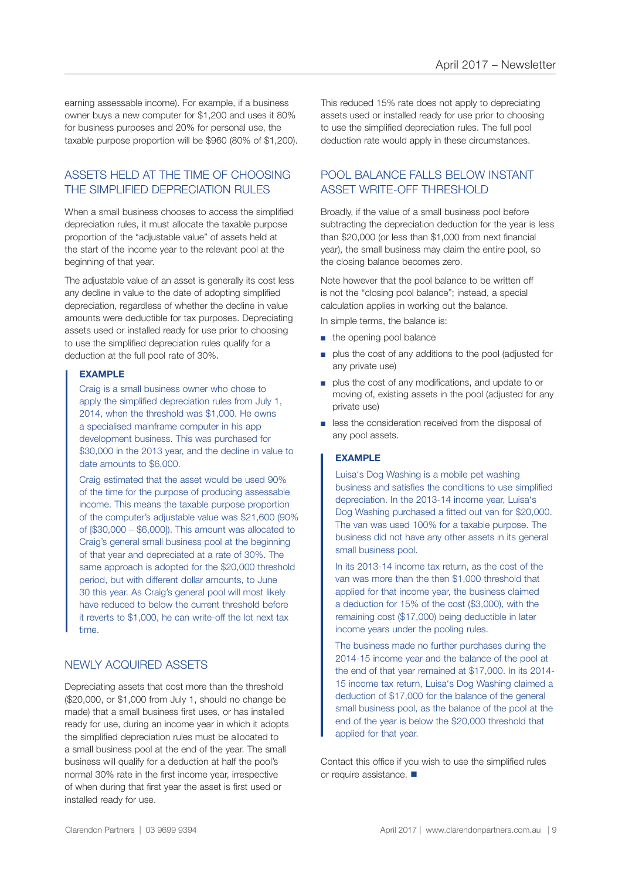earning assessable income). For example, if a business owner buys a new computer for $1,200 and uses it 80% for business purposes and 20% for personal use, the taxable purpose proportion will be $960 (80% of $1,200).

## ASSETS HELD AT THE TIME OF CHOOSING THE SIMPLIFIED DEPRECIATION RULES

When a small business chooses to access the simplified depreciation rules, it must allocate the taxable purpose proportion of the "adjustable value" of assets held at the start of the income year to the relevant pool at the beginning of that year.

The adjustable value of an asset is generally its cost less any decline in value to the date of adopting simplified depreciation, regardless of whether the decline in value amounts were deductible for tax purposes. Depreciating assets used or installed ready for use prior to choosing to use the simplified depreciation rules qualify for a deduction at the full pool rate of 30%.

**EXAMPLE**

Craig is a small business owner who chose to apply the simplified depreciation rules from July 1, 2014, when the threshold was $1,000. He owns a specialised mainframe computer in his app development business. This was purchased for $30,000 in the 2013 year, and the decline in value to date amounts to $6,000.

Craig estimated that the asset would be used 90% of the time for the purpose of producing assessable income. This means the taxable purpose proportion of the computer's adjustable value was $21,600 (90% of [$30,000 – $6,000]). This amount was allocated to Craig's general small business pool at the beginning of that year and depreciated at a rate of 30%. The same approach is adopted for the $20,000 threshold period, but with different dollar amounts, to June 30 this year. As Craig's general pool will most likely have reduced to below the current threshold before it reverts to $1,000, he can write-off the lot next tax time.

## NEWLY ACQUIRED ASSETS

Depreciating assets that cost more than the threshold ($20,000, or $1,000 from July 1, should no change be made) that a small business first uses, or has installed ready for use, during an income year in which it adopts the simplified depreciation rules must be allocated to a small business pool at the end of the year. The small business will qualify for a deduction at half the pool's normal 30% rate in the first income year, irrespective of when during that first year the asset is first used or installed ready for use.

This reduced 15% rate does not apply to depreciating assets used or installed ready for use prior to choosing to use the simplified depreciation rules. The full pool deduction rate would apply in these circumstances.

## POOL BALANCE FALLS BELOW INSTANT ASSET WRITE-OFF THRESHOLD

Broadly, if the value of a small business pool before subtracting the depreciation deduction for the year is less than $20,000 (or less than $1,000 from next financial year), the small business may claim the entire pool, so the closing balance becomes zero.

Note however that the pool balance to be written off is not the "closing pool balance"; instead, a special calculation applies in working out the balance.

In simple terms, the balance is:

- the opening pool balance
- plus the cost of any additions to the pool (adjusted for any private use)
- plus the cost of any modifications, and update to or moving of, existing assets in the pool (adjusted for any private use)
- less the consideration received from the disposal of any pool assets.

**EXAMPLE**

Luisa's Dog Washing is a mobile pet washing business and satisfies the conditions to use simplified depreciation. In the 2013-14 income year, Luisa's Dog Washing purchased a fitted out van for $20,000. The van was used 100% for a taxable purpose. The business did not have any other assets in its general small business pool.

In its 2013-14 income tax return, as the cost of the van was more than the then $1,000 threshold that applied for that income year, the business claimed a deduction for 15% of the cost ($3,000), with the remaining cost ($17,000) being deductible in later income years under the pooling rules.

The business made no further purchases during the 2014-15 income year and the balance of the pool at the end of that year remained at $17,000. In its 2014-15 income tax return, Luisa's Dog Washing claimed a deduction of $17,000 for the balance of the general small business pool, as the balance of the pool at the end of the year is below the $20,000 threshold that applied for that year.

Contact this office if you wish to use the simplified rules or require assistance. ■